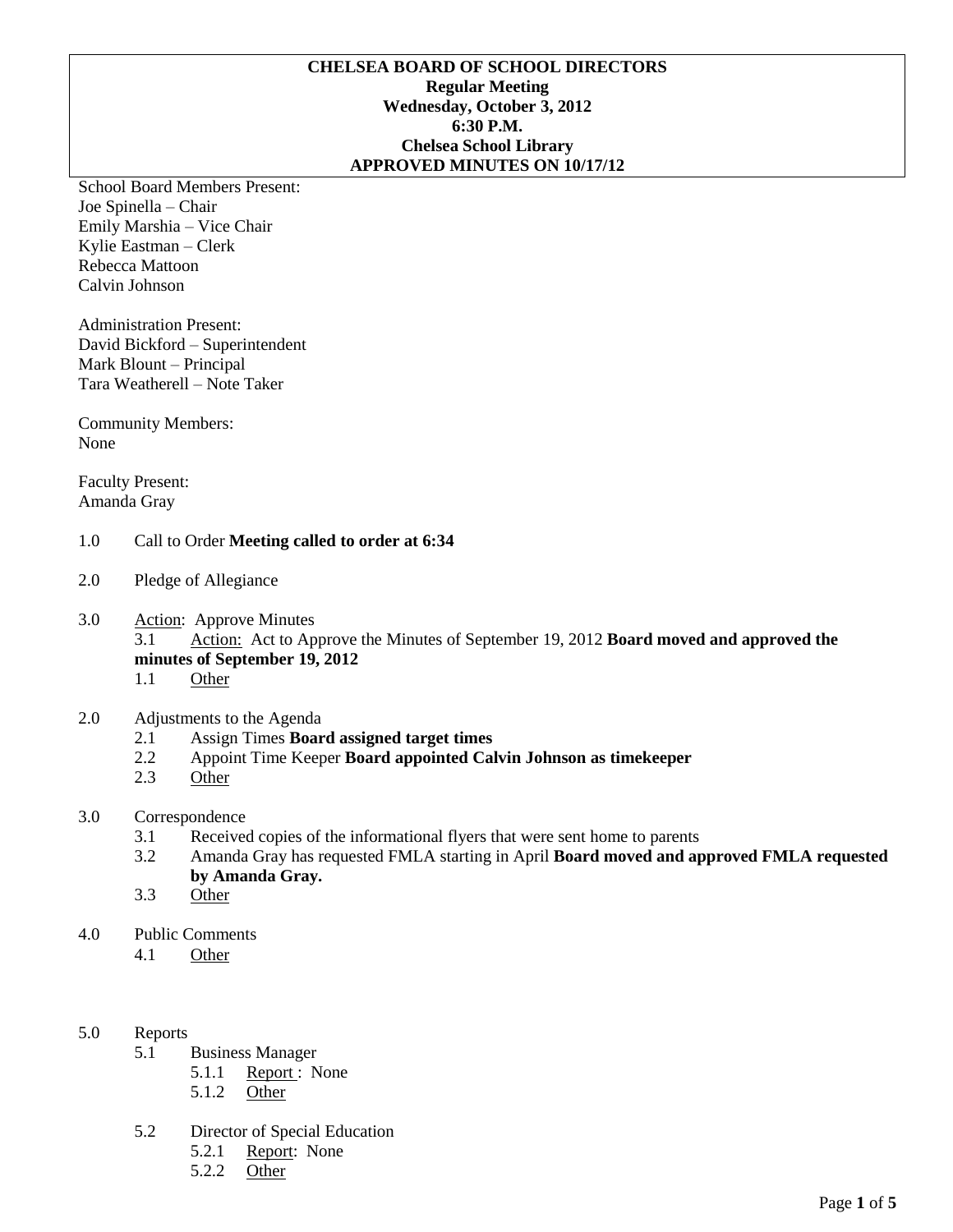**CHELSEA BOARD OF SCHOOL DIRECTORS**
**Regular Meeting**
**Wednesday, October 3, 2012**
**6:30 P.M.**
**Chelsea School Library**
**APPROVED MINUTES ON 10/17/12**

School Board Members Present:
Joe Spinella – Chair
Emily Marshia – Vice Chair
Kylie Eastman – Clerk
Rebecca Mattoon
Calvin Johnson

Administration Present:
David Bickford – Superintendent
Mark Blount – Principal
Tara Weatherell – Note Taker

Community Members:
None

Faculty Present:
Amanda Gray

1.0 Call to Order **Meeting called to order at 6:34**

2.0 Pledge of Allegiance

3.0 Action: Approve Minutes
- 3.1 Action: Act to Approve the Minutes of September 19, 2012 **Board moved and approved the minutes of September 19, 2012**
- 1.1 Other

2.0 Adjustments to the Agenda
- 2.1 Assign Times **Board assigned target times**
- 2.2 Appoint Time Keeper **Board appointed Calvin Johnson as timekeeper**
- 2.3 Other

3.0 Correspondence
- 3.1 Received copies of the informational flyers that were sent home to parents
- 3.2 Amanda Gray has requested FMLA starting in April **Board moved and approved FMLA requested by Amanda Gray.**
- 3.3 Other

4.0 Public Comments
- 4.1 Other

5.0 Reports
- 5.1 Business Manager
  - 5.1.1 Report : None
  - 5.1.2 Other
- 5.2 Director of Special Education
  - 5.2.1 Report: None
  - 5.2.2 Other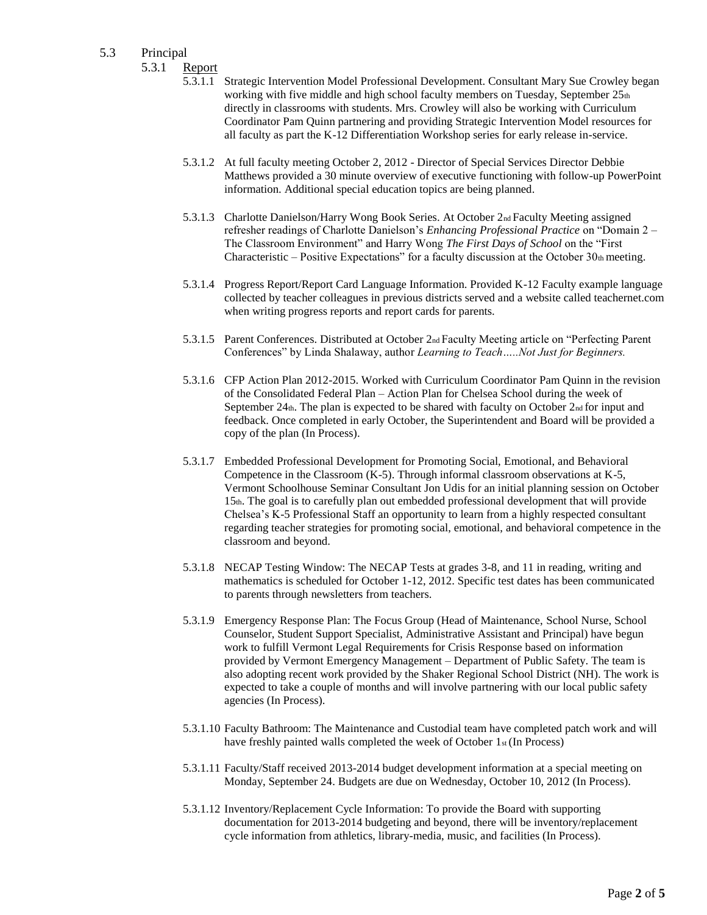5.3 Principal

5.3.1 <u>Report</u>

5.3.1.1 Strategic Intervention Model Professional Development. Consultant Mary Sue Crowley began working with five middle and high school faculty members on Tuesday, September 25th directly in classrooms with students. Mrs. Crowley will also be working with Curriculum Coordinator Pam Quinn partnering and providing Strategic Intervention Model resources for all faculty as part the K-12 Differentiation Workshop series for early release in-service.

5.3.1.2 At full faculty meeting October 2, 2012 - Director of Special Services Director Debbie Matthews provided a 30 minute overview of executive functioning with follow-up PowerPoint information. Additional special education topics are being planned.

5.3.1.3 Charlotte Danielson/Harry Wong Book Series. At October 2nd Faculty Meeting assigned refresher readings of Charlotte Danielson's *Enhancing Professional Practice* on "Domain 2 – The Classroom Environment" and Harry Wong *The First Days of School* on the "First Characteristic – Positive Expectations" for a faculty discussion at the October 30th meeting.

5.3.1.4 Progress Report/Report Card Language Information. Provided K-12 Faculty example language collected by teacher colleagues in previous districts served and a website called teachernet.com when writing progress reports and report cards for parents.

5.3.1.5 Parent Conferences. Distributed at October 2nd Faculty Meeting article on "Perfecting Parent Conferences" by Linda Shalaway, author *Learning to Teach…..Not Just for Beginners.*

5.3.1.6 CFP Action Plan 2012-2015. Worked with Curriculum Coordinator Pam Quinn in the revision of the Consolidated Federal Plan – Action Plan for Chelsea School during the week of September 24th. The plan is expected to be shared with faculty on October 2nd for input and feedback. Once completed in early October, the Superintendent and Board will be provided a copy of the plan (In Process).

5.3.1.7 Embedded Professional Development for Promoting Social, Emotional, and Behavioral Competence in the Classroom (K-5). Through informal classroom observations at K-5, Vermont Schoolhouse Seminar Consultant Jon Udis for an initial planning session on October 15th. The goal is to carefully plan out embedded professional development that will provide Chelsea's K-5 Professional Staff an opportunity to learn from a highly respected consultant regarding teacher strategies for promoting social, emotional, and behavioral competence in the classroom and beyond.

5.3.1.8 NECAP Testing Window: The NECAP Tests at grades 3-8, and 11 in reading, writing and mathematics is scheduled for October 1-12, 2012. Specific test dates has been communicated to parents through newsletters from teachers.

5.3.1.9 Emergency Response Plan: The Focus Group (Head of Maintenance, School Nurse, School Counselor, Student Support Specialist, Administrative Assistant and Principal) have begun work to fulfill Vermont Legal Requirements for Crisis Response based on information provided by Vermont Emergency Management – Department of Public Safety. The team is also adopting recent work provided by the Shaker Regional School District (NH). The work is expected to take a couple of months and will involve partnering with our local public safety agencies (In Process).

5.3.1.10 Faculty Bathroom: The Maintenance and Custodial team have completed patch work and will have freshly painted walls completed the week of October 1st (In Process)

5.3.1.11 Faculty/Staff received 2013-2014 budget development information at a special meeting on Monday, September 24. Budgets are due on Wednesday, October 10, 2012 (In Process).

5.3.1.12 Inventory/Replacement Cycle Information: To provide the Board with supporting documentation for 2013-2014 budgeting and beyond, there will be inventory/replacement cycle information from athletics, library-media, music, and facilities (In Process).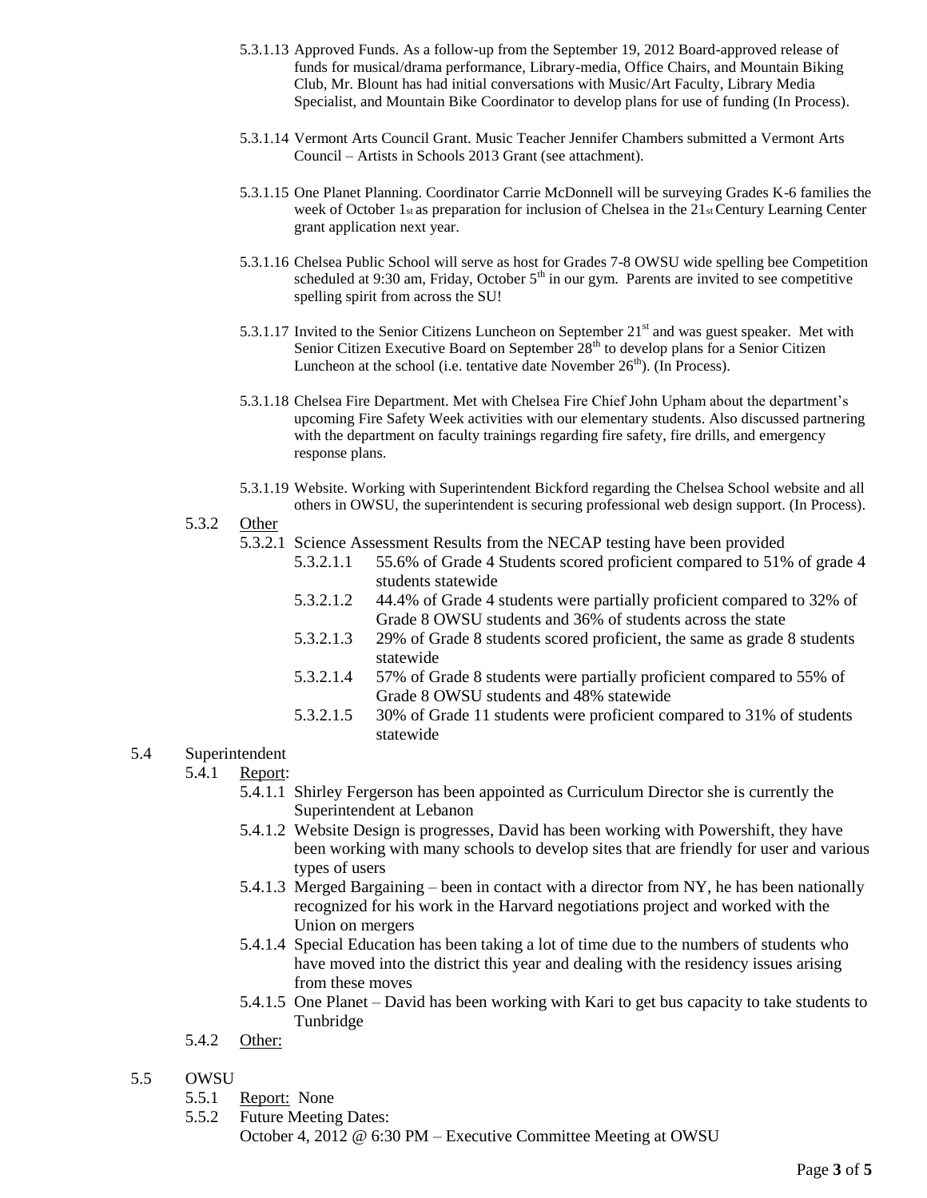- 5.3.1.13 Approved Funds. As a follow-up from the September 19, 2012 Board-approved release of funds for musical/drama performance, Library-media, Office Chairs, and Mountain Biking Club, Mr. Blount has had initial conversations with Music/Art Faculty, Library Media Specialist, and Mountain Bike Coordinator to develop plans for use of funding (In Process).

- 5.3.1.14 Vermont Arts Council Grant. Music Teacher Jennifer Chambers submitted a Vermont Arts Council – Artists in Schools 2013 Grant (see attachment).

- 5.3.1.15 One Planet Planning. Coordinator Carrie McDonnell will be surveying Grades K-6 families the week of October 1st as preparation for inclusion of Chelsea in the 21st Century Learning Center grant application next year.

- 5.3.1.16 Chelsea Public School will serve as host for Grades 7-8 OWSU wide spelling bee Competition scheduled at 9:30 am, Friday, October 5th in our gym. Parents are invited to see competitive spelling spirit from across the SU!

- 5.3.1.17 Invited to the Senior Citizens Luncheon on September 21st and was guest speaker. Met with Senior Citizen Executive Board on September 28th to develop plans for a Senior Citizen Luncheon at the school (i.e. tentative date November 26th). (In Process).

- 5.3.1.18 Chelsea Fire Department. Met with Chelsea Fire Chief John Upham about the department's upcoming Fire Safety Week activities with our elementary students. Also discussed partnering with the department on faculty trainings regarding fire safety, fire drills, and emergency response plans.

- 5.3.1.19 Website. Working with Superintendent Bickford regarding the Chelsea School website and all others in OWSU, the superintendent is securing professional web design support. (In Process).

5.3.2 Other

- 5.3.2.1 Science Assessment Results from the NECAP testing have been provided
  - 5.3.2.1.1 55.6% of Grade 4 Students scored proficient compared to 51% of grade 4 students statewide
  - 5.3.2.1.2 44.4% of Grade 4 students were partially proficient compared to 32% of Grade 8 OWSU students and 36% of students across the state
  - 5.3.2.1.3 29% of Grade 8 students scored proficient, the same as grade 8 students statewide
  - 5.3.2.1.4 57% of Grade 8 students were partially proficient compared to 55% of Grade 8 OWSU students and 48% statewide
  - 5.3.2.1.5 30% of Grade 11 students were proficient compared to 31% of students statewide

5.4 Superintendent

5.4.1 Report:

- 5.4.1.1 Shirley Fergerson has been appointed as Curriculum Director she is currently the Superintendent at Lebanon
- 5.4.1.2 Website Design is progresses, David has been working with Powershift, they have been working with many schools to develop sites that are friendly for user and various types of users
- 5.4.1.3 Merged Bargaining – been in contact with a director from NY, he has been nationally recognized for his work in the Harvard negotiations project and worked with the Union on mergers
- 5.4.1.4 Special Education has been taking a lot of time due to the numbers of students who have moved into the district this year and dealing with the residency issues arising from these moves
- 5.4.1.5 One Planet – David has been working with Kari to get bus capacity to take students to Tunbridge

5.4.2 Other:

5.5 OWSU

5.5.1 Report: None

5.5.2 Future Meeting Dates:
October 4, 2012 @ 6:30 PM – Executive Committee Meeting at OWSU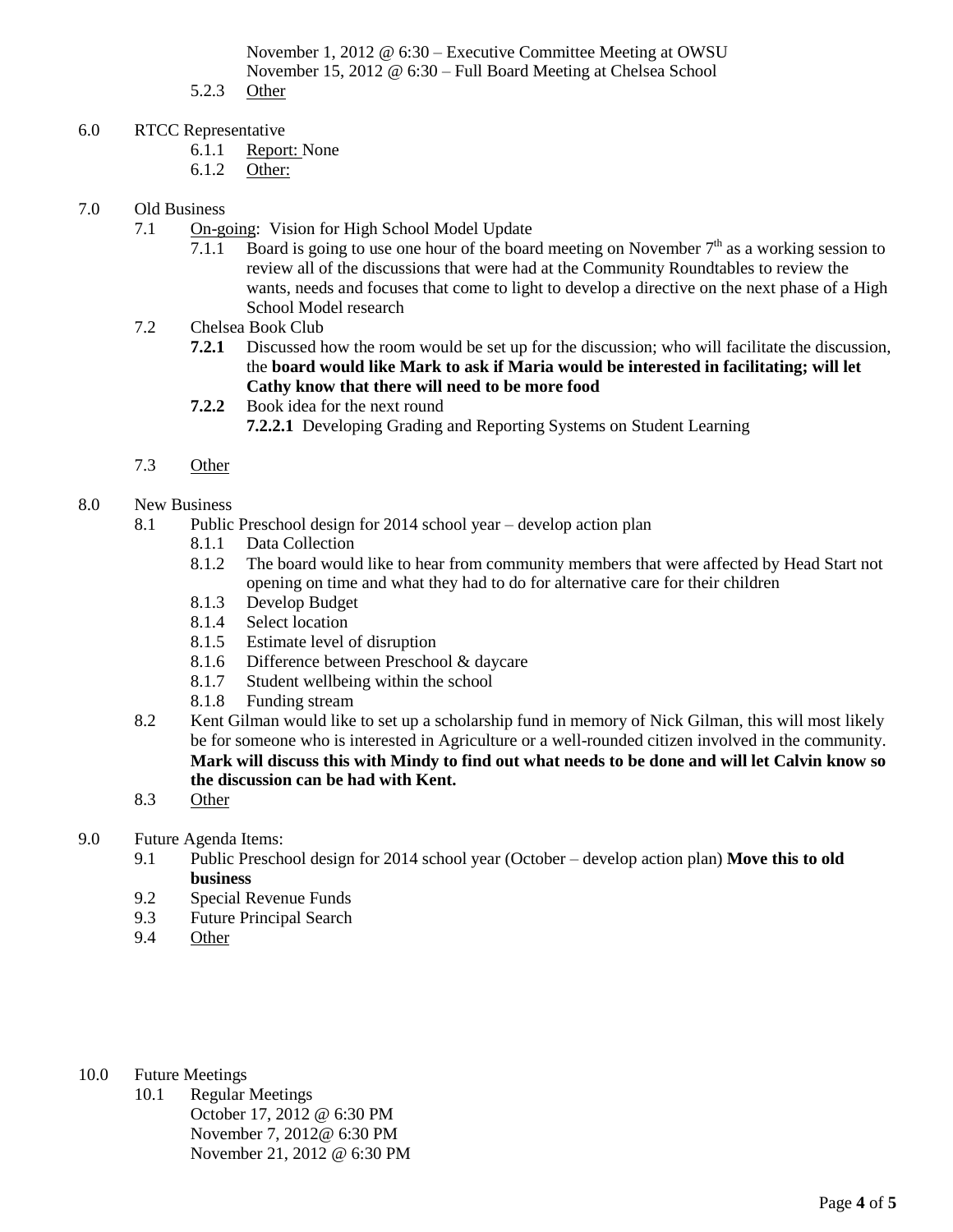November 1, 2012 @ 6:30 – Executive Committee Meeting at OWSU
November 15, 2012 @ 6:30 – Full Board Meeting at Chelsea School

5.2.3 Other

6.0 RTCC Representative

6.1.1 Report: None

6.1.2 Other:

7.0 Old Business

7.1 On-going: Vision for High School Model Update

7.1.1 Board is going to use one hour of the board meeting on November 7th as a working session to review all of the discussions that were had at the Community Roundtables to review the wants, needs and focuses that come to light to develop a directive on the next phase of a High School Model research

7.2 Chelsea Book Club

**7.2.1** Discussed how the room would be set up for the discussion; who will facilitate the discussion, the **board would like Mark to ask if Maria would be interested in facilitating; will let Cathy know that there will need to be more food**

**7.2.2** Book idea for the next round

**7.2.2.1** Developing Grading and Reporting Systems on Student Learning

7.3 Other

8.0 New Business

8.1 Public Preschool design for 2014 school year – develop action plan

8.1.1 Data Collection

8.1.2 The board would like to hear from community members that were affected by Head Start not opening on time and what they had to do for alternative care for their children

8.1.3 Develop Budget

8.1.4 Select location

8.1.5 Estimate level of disruption

8.1.6 Difference between Preschool & daycare

8.1.7 Student wellbeing within the school

8.1.8 Funding stream

8.2 Kent Gilman would like to set up a scholarship fund in memory of Nick Gilman, this will most likely be for someone who is interested in Agriculture or a well-rounded citizen involved in the community. **Mark will discuss this with Mindy to find out what needs to be done and will let Calvin know so the discussion can be had with Kent.**

8.3 Other

9.0 Future Agenda Items:

9.1 Public Preschool design for 2014 school year (October – develop action plan) **Move this to old business**

9.2 Special Revenue Funds

9.3 Future Principal Search

9.4 Other

10.0 Future Meetings

10.1 Regular Meetings
October 17, 2012 @ 6:30 PM
November 7, 2012@ 6:30 PM
November 21, 2012 @ 6:30 PM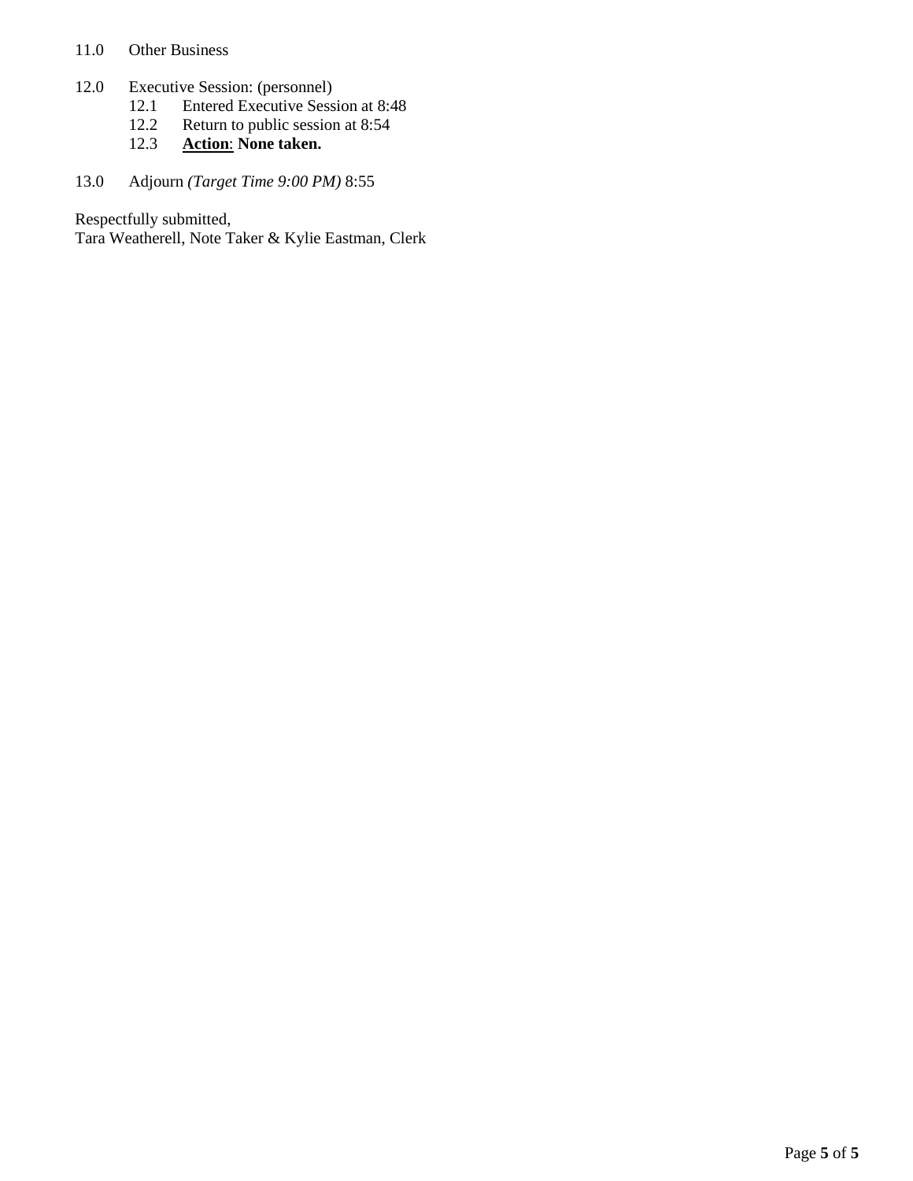11.0 Other Business

12.0 Executive Session: (personnel)
- 12.1 Entered Executive Session at 8:48
- 12.2 Return to public session at 8:54
- 12.3 **Action: None taken.**

13.0 Adjourn *(Target Time 9:00 PM)* 8:55

Respectfully submitted,
Tara Weatherell, Note Taker & Kylie Eastman, Clerk